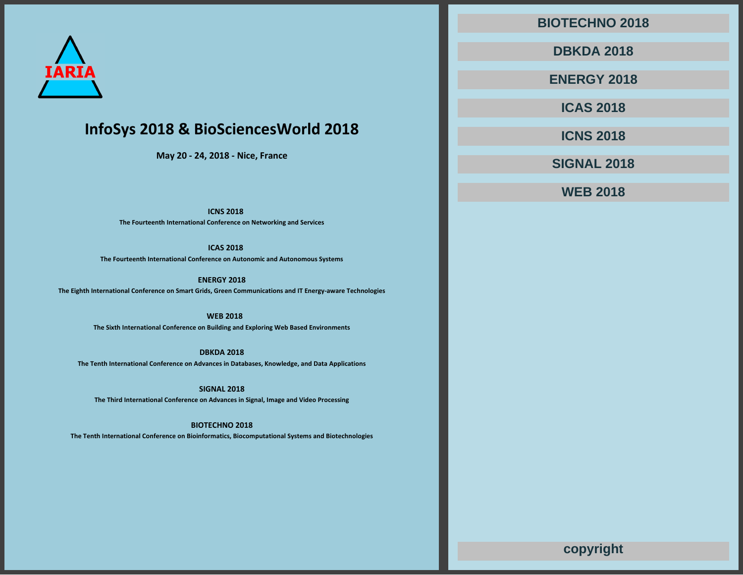IARIA

# InfoSys 2018 & BioSciencesWorld 2018

**May 20 - 24, 2018 - Nice, France**

**ICNS 2018**
**The Fourteenth International Conference on Networking and Services**

**ICAS 2018**
**The Fourteenth International Conference on Autonomic and Autonomous Systems**

**ENERGY 2018**
**The Eighth International Conference on Smart Grids, Green Communications and IT Energy-aware Technologies**

**WEB 2018**
**The Sixth International Conference on Building and Exploring Web Based Environments**

**DBKDA 2018**
**The Tenth International Conference on Advances in Databases, Knowledge, and Data Applications**

**SIGNAL 2018**
**The Third International Conference on Advances in Signal, Image and Video Processing**

**BIOTECHNO 2018**
**The Tenth International Conference on Bioinformatics, Biocomputational Systems and Biotechnologies**

- BIOTECHNO 2018
- DBKDA 2018
- ENERGY 2018
- ICAS 2018
- ICNS 2018
- SIGNAL 2018
- WEB 2018

copyright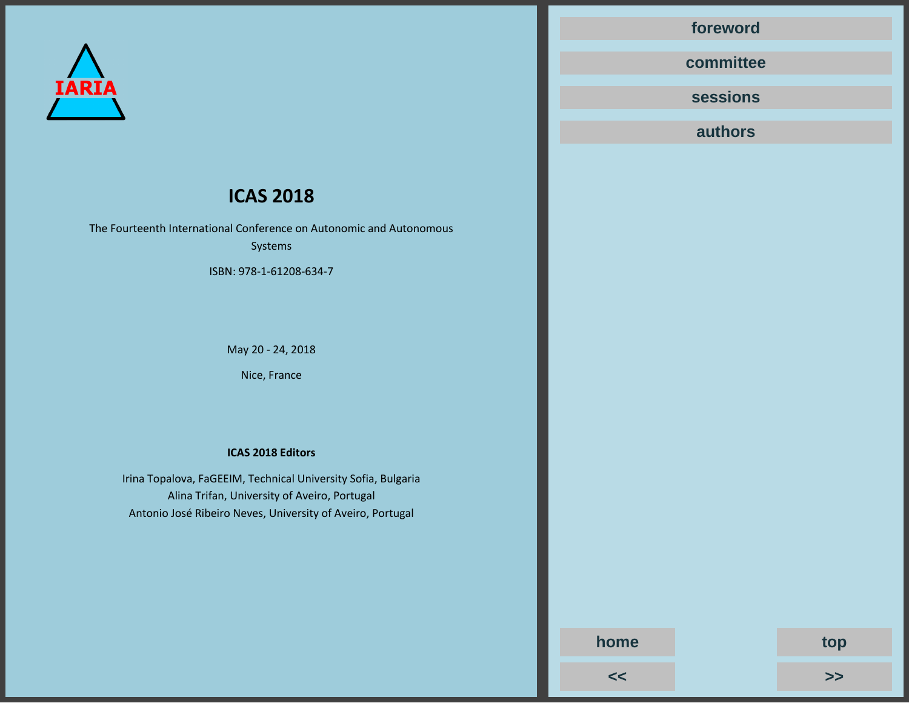IARIA

# ICAS 2018

The Fourteenth International Conference on Autonomic and Autonomous Systems

ISBN: 978-1-61208-634-7

May 20 - 24, 2018

Nice, France

**ICAS 2018 Editors**

Irina Topalova, FaGEEIM, Technical University Sofia, Bulgaria
Alina Trifan, University of Aveiro, Portugal
Antonio José Ribeiro Neves, University of Aveiro, Portugal

foreword

committee

sessions

authors

home

top

<<

>>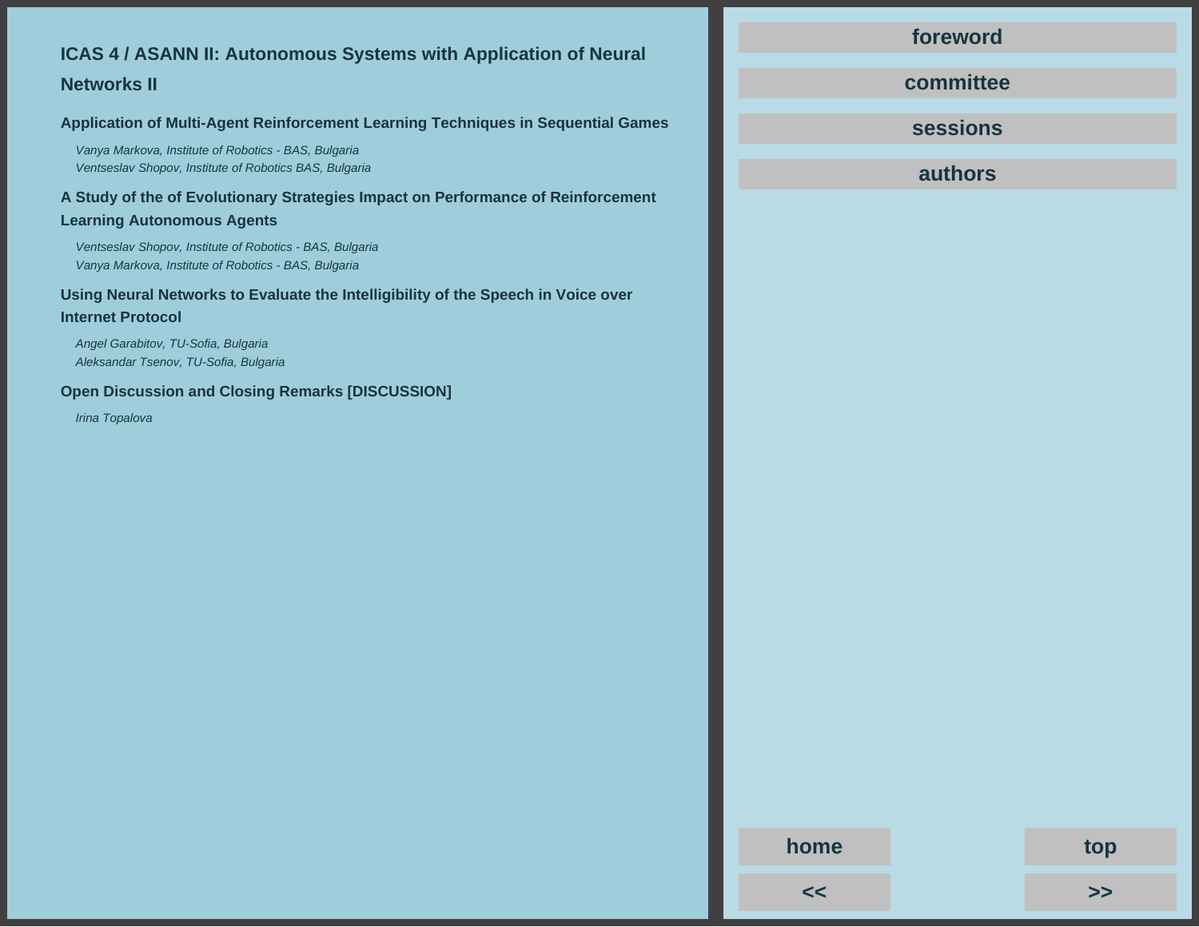# ICAS 4 / ASANN II: Autonomous Systems with Application of Neural Networks II

### Application of Multi-Agent Reinforcement Learning Techniques in Sequential Games

*Vanya Markova, Institute of Robotics - BAS, Bulgaria*
*Ventseslav Shopov, Institute of Robotics BAS, Bulgaria*

### A Study of the of Evolutionary Strategies Impact on Performance of Reinforcement Learning Autonomous Agents

*Ventseslav Shopov, Institute of Robotics - BAS, Bulgaria*
*Vanya Markova, Institute of Robotics - BAS, Bulgaria*

### Using Neural Networks to Evaluate the Intelligibility of the Speech in Voice over Internet Protocol

*Angel Garabitov, TU-Sofia, Bulgaria*
*Aleksandar Tsenov, TU-Sofia, Bulgaria*

### Open Discussion and Closing Remarks [DISCUSSION]

*Irina Topalova*

foreword

committee

sessions

authors

home

top

<<

>>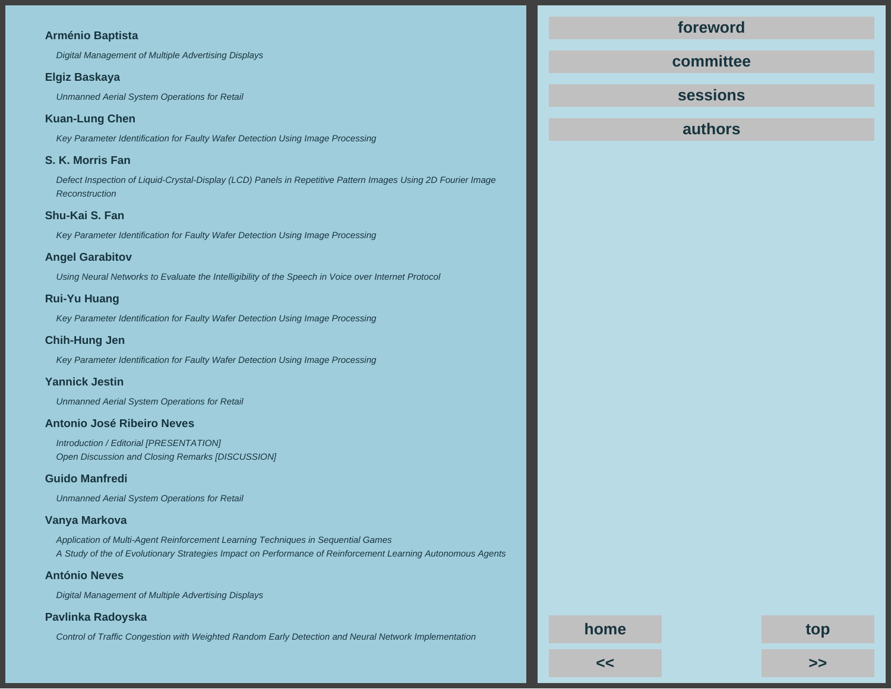**Arménio Baptista**

*Digital Management of Multiple Advertising Displays*

**Elgiz Baskaya**

*Unmanned Aerial System Operations for Retail*

**Kuan-Lung Chen**

*Key Parameter Identification for Faulty Wafer Detection Using Image Processing*

**S. K. Morris Fan**

*Defect Inspection of Liquid-Crystal-Display (LCD) Panels in Repetitive Pattern Images Using 2D Fourier Image Reconstruction*

**Shu-Kai S. Fan**

*Key Parameter Identification for Faulty Wafer Detection Using Image Processing*

**Angel Garabitov**

*Using Neural Networks to Evaluate the Intelligibility of the Speech in Voice over Internet Protocol*

**Rui-Yu Huang**

*Key Parameter Identification for Faulty Wafer Detection Using Image Processing*

**Chih-Hung Jen**

*Key Parameter Identification for Faulty Wafer Detection Using Image Processing*

**Yannick Jestin**

*Unmanned Aerial System Operations for Retail*

**Antonio José Ribeiro Neves**

*Introduction / Editorial [PRESENTATION]*
*Open Discussion and Closing Remarks [DISCUSSION]*

**Guido Manfredi**

*Unmanned Aerial System Operations for Retail*

**Vanya Markova**

*Application of Multi-Agent Reinforcement Learning Techniques in Sequential Games*
*A Study of the of Evolutionary Strategies Impact on Performance of Reinforcement Learning Autonomous Agents*

**António Neves**

*Digital Management of Multiple Advertising Displays*

**Pavlinka Radoyska**

*Control of Traffic Congestion with Weighted Random Early Detection and Neural Network Implementation*

foreword

committee

sessions

authors

home

top

<<

>>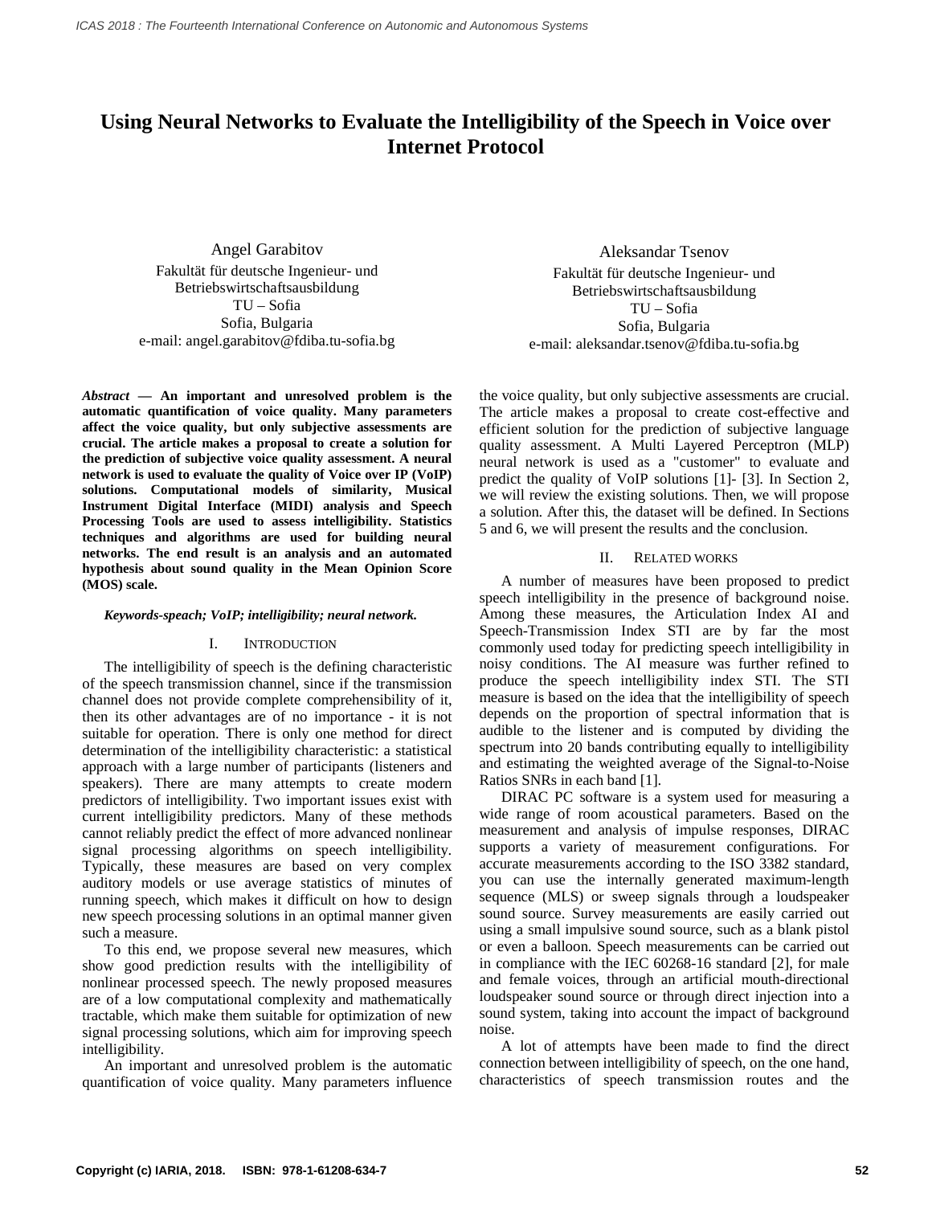# Using Neural Networks to Evaluate the Intelligibility of the Speech in Voice over Internet Protocol

Angel Garabitov
Fakultät für deutsche Ingenieur- und Betriebswirtschaftsausbildung
TU – Sofia
Sofia, Bulgaria
e-mail: angel.garabitov@fdiba.tu-sofia.bg

Aleksandar Tsenov
Fakultät für deutsche Ingenieur- und Betriebswirtschaftsausbildung
TU – Sofia
Sofia, Bulgaria
e-mail: aleksandar.tsenov@fdiba.tu-sofia.bg

***Abstract* — An important and unresolved problem is the automatic quantification of voice quality. Many parameters affect the voice quality, but only subjective assessments are crucial. The article makes a proposal to create a solution for the prediction of subjective voice quality assessment. A neural network is used to evaluate the quality of Voice over IP (VoIP) solutions. Computational models of similarity, Musical Instrument Digital Interface (MIDI) analysis and Speech Processing Tools are used to assess intelligibility. Statistics techniques and algorithms are used for building neural networks. The end result is an analysis and an automated hypothesis about sound quality in the Mean Opinion Score (MOS) scale.**

***Keywords-speach; VoIP; intelligibility; neural network.***

## I. Introduction

The intelligibility of speech is the defining characteristic of the speech transmission channel, since if the transmission channel does not provide complete comprehensibility of it, then its other advantages are of no importance - it is not suitable for operation. There is only one method for direct determination of the intelligibility characteristic: a statistical approach with a large number of participants (listeners and speakers). There are many attempts to create modern predictors of intelligibility. Two important issues exist with current intelligibility predictors. Many of these methods cannot reliably predict the effect of more advanced nonlinear signal processing algorithms on speech intelligibility. Typically, these measures are based on very complex auditory models or use average statistics of minutes of running speech, which makes it difficult on how to design new speech processing solutions in an optimal manner given such a measure.

To this end, we propose several new measures, which show good prediction results with the intelligibility of nonlinear processed speech. The newly proposed measures are of a low computational complexity and mathematically tractable, which make them suitable for optimization of new signal processing solutions, which aim for improving speech intelligibility.

An important and unresolved problem is the automatic quantification of voice quality. Many parameters influence the voice quality, but only subjective assessments are crucial. The article makes a proposal to create cost-effective and efficient solution for the prediction of subjective language quality assessment. A Multi Layered Perceptron (MLP) neural network is used as a "customer" to evaluate and predict the quality of VoIP solutions [1]- [3]. In Section 2, we will review the existing solutions. Then, we will propose a solution. After this, the dataset will be defined. In Sections 5 and 6, we will present the results and the conclusion.

## II. Related works

A number of measures have been proposed to predict speech intelligibility in the presence of background noise. Among these measures, the Articulation Index AI and Speech-Transmission Index STI are by far the most commonly used today for predicting speech intelligibility in noisy conditions. The AI measure was further refined to produce the speech intelligibility index STI. The STI measure is based on the idea that the intelligibility of speech depends on the proportion of spectral information that is audible to the listener and is computed by dividing the spectrum into 20 bands contributing equally to intelligibility and estimating the weighted average of the Signal-to-Noise Ratios SNRs in each band [1].

DIRAC PC software is a system used for measuring a wide range of room acoustical parameters. Based on the measurement and analysis of impulse responses, DIRAC supports a variety of measurement configurations. For accurate measurements according to the ISO 3382 standard, you can use the internally generated maximum-length sequence (MLS) or sweep signals through a loudspeaker sound source. Survey measurements are easily carried out using a small impulsive sound source, such as a blank pistol or even a balloon. Speech measurements can be carried out in compliance with the IEC 60268-16 standard [2], for male and female voices, through an artificial mouth-directional loudspeaker sound source or through direct injection into a sound system, taking into account the impact of background noise.

A lot of attempts have been made to find the direct connection between intelligibility of speech, on the one hand, characteristics of speech transmission routes and the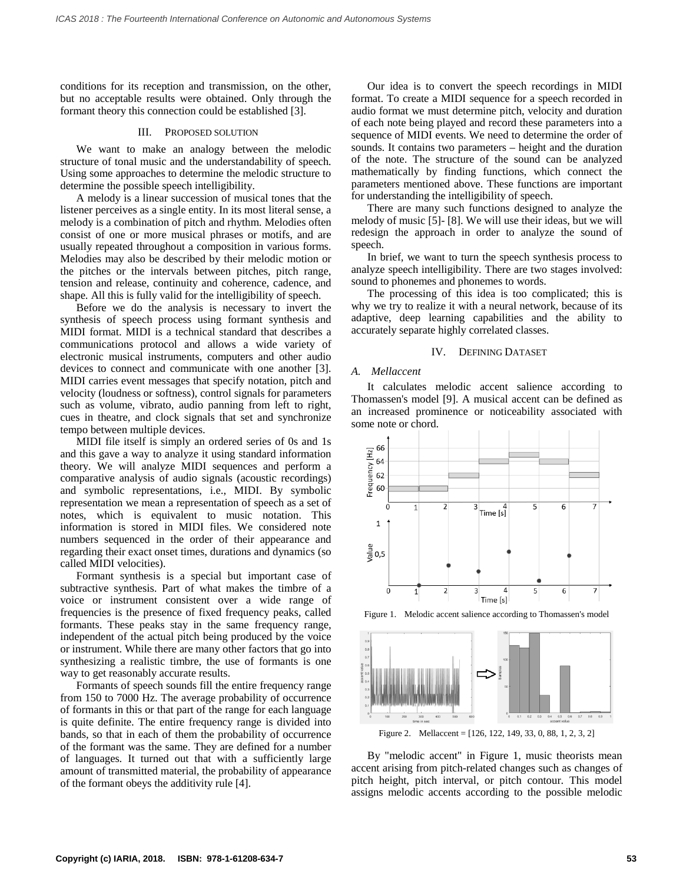conditions for its reception and transmission, on the other, but no acceptable results were obtained. Only through the formant theory this connection could be established [3].

## III. Proposed Solution

We want to make an analogy between the melodic structure of tonal music and the understandability of speech. Using some approaches to determine the melodic structure to determine the possible speech intelligibility.

A melody is a linear succession of musical tones that the listener perceives as a single entity. In its most literal sense, a melody is a combination of pitch and rhythm. Melodies often consist of one or more musical phrases or motifs, and are usually repeated throughout a composition in various forms. Melodies may also be described by their melodic motion or the pitches or the intervals between pitches, pitch range, tension and release, continuity and coherence, cadence, and shape. All this is fully valid for the intelligibility of speech.

Before we do the analysis is necessary to invert the synthesis of speech process using formant synthesis and MIDI format. MIDI is a technical standard that describes a communications protocol and allows a wide variety of electronic musical instruments, computers and other audio devices to connect and communicate with one another [3]. MIDI carries event messages that specify notation, pitch and velocity (loudness or softness), control signals for parameters such as volume, vibrato, audio panning from left to right, cues in theatre, and clock signals that set and synchronize tempo between multiple devices.

MIDI file itself is simply an ordered series of 0s and 1s and this gave a way to analyze it using standard information theory. We will analyze MIDI sequences and perform a comparative analysis of audio signals (acoustic recordings) and symbolic representations, i.e., MIDI. By symbolic representation we mean a representation of speech as a set of notes, which is equivalent to music notation. This information is stored in MIDI files. We considered note numbers sequenced in the order of their appearance and regarding their exact onset times, durations and dynamics (so called MIDI velocities).

Formant synthesis is a special but important case of subtractive synthesis. Part of what makes the timbre of a voice or instrument consistent over a wide range of frequencies is the presence of fixed frequency peaks, called formants. These peaks stay in the same frequency range, independent of the actual pitch being produced by the voice or instrument. While there are many other factors that go into synthesizing a realistic timbre, the use of formants is one way to get reasonably accurate results.

Formants of speech sounds fill the entire frequency range from 150 to 7000 Hz. The average probability of occurrence of formants in this or that part of the range for each language is quite definite. The entire frequency range is divided into bands, so that in each of them the probability of occurrence of the formant was the same. They are defined for a number of languages. It turned out that with a sufficiently large amount of transmitted material, the probability of appearance of the formant obeys the additivity rule [4].

Our idea is to convert the speech recordings in MIDI format. To create a MIDI sequence for a speech recorded in audio format we must determine pitch, velocity and duration of each note being played and record these parameters into a sequence of MIDI events. We need to determine the order of sounds. It contains two parameters – height and the duration of the note. The structure of the sound can be analyzed mathematically by finding functions, which connect the parameters mentioned above. These functions are important for understanding the intelligibility of speech.

There are many such functions designed to analyze the melody of music [5]- [8]. We will use their ideas, but we will redesign the approach in order to analyze the sound of speech.

In brief, we want to turn the speech synthesis process to analyze speech intelligibility. There are two stages involved: sound to phonemes and phonemes to words.

The processing of this idea is too complicated; this is why we try to realize it with a neural network, because of its adaptive, deep learning capabilities and the ability to accurately separate highly correlated classes.

## IV. Defining Dataset

### A. Mellaccent

It calculates melodic accent salience according to Thomassen's model [9]. A musical accent can be defined as an increased prominence or noticeability associated with some note or chord.

Figure 1. Melodic accent salience according to Thomassen's model

Figure 2. Mellaccent = [126, 122, 149, 33, 0, 88, 1, 2, 3, 2]

By "melodic accent" in Figure 1, music theorists mean accent arising from pitch-related changes such as changes of pitch height, pitch interval, or pitch contour. This model assigns melodic accents according to the possible melodic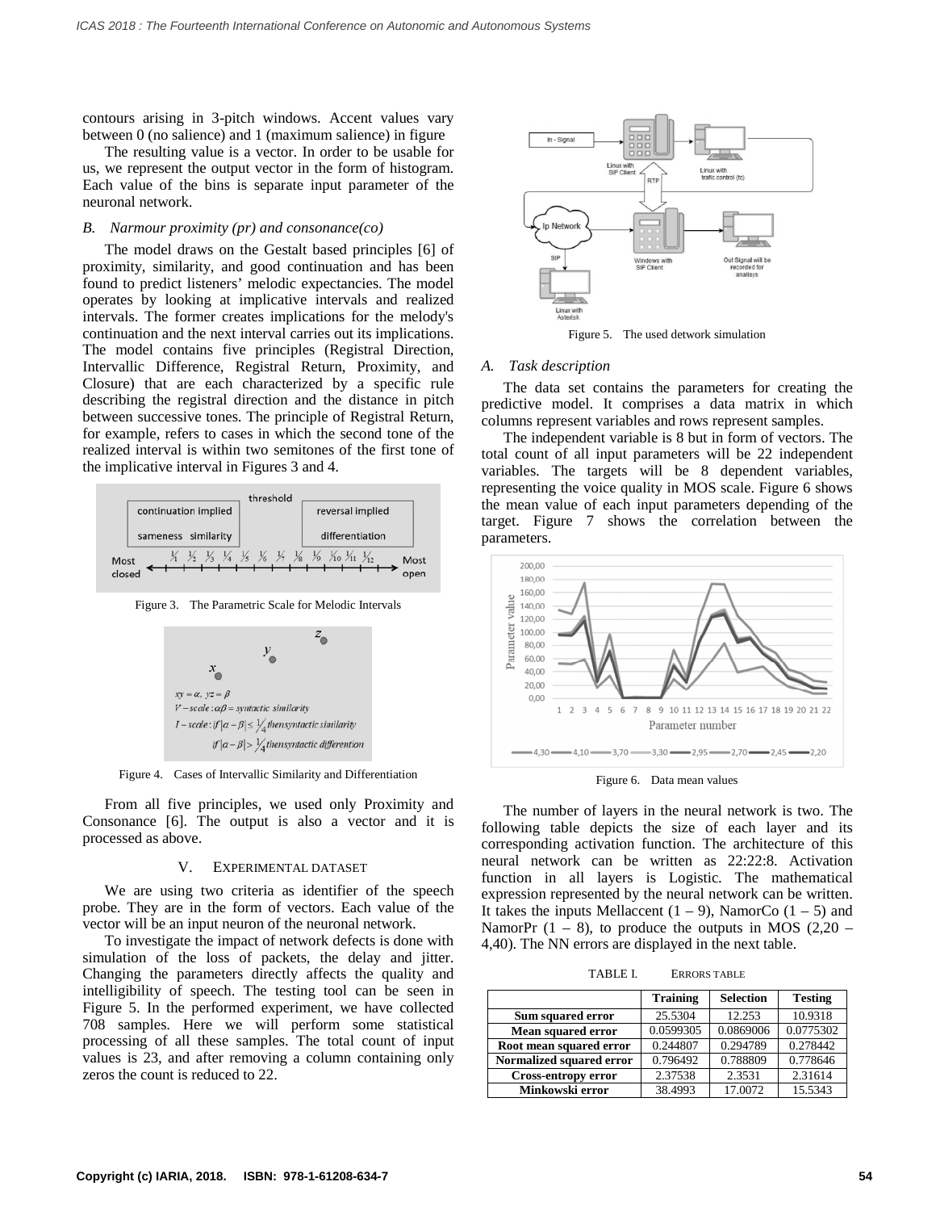contours arising in 3-pitch windows. Accent values vary between 0 (no salience) and 1 (maximum salience) in figure

The resulting value is a vector. In order to be usable for us, we represent the output vector in the form of histogram. Each value of the bins is separate input parameter of the neuronal network.

### *B. Narmour proximity (pr) and consonance(co)*

The model draws on the Gestalt based principles [6] of proximity, similarity, and good continuation and has been found to predict listeners' melodic expectancies. The model operates by looking at implicative intervals and realized intervals. The former creates implications for the melody's continuation and the next interval carries out its implications. The model contains five principles (Registral Direction, Intervallic Difference, Registral Return, Proximity, and Closure) that are each characterized by a specific rule describing the registral direction and the distance in pitch between successive tones. The principle of Registral Return, for example, refers to cases in which the second tone of the realized interval is within two semitones of the first tone of the implicative interval in Figures 3 and 4.

Figure 3. The Parametric Scale for Melodic Intervals

Figure 4. Cases of Intervallic Similarity and Differentiation

From all five principles, we used only Proximity and Consonance [6]. The output is also a vector and it is processed as above.

## V. EXPERIMENTAL DATASET

We are using two criteria as identifier of the speech probe. They are in the form of vectors. Each value of the vector will be an input neuron of the neuronal network.

To investigate the impact of network defects is done with simulation of the loss of packets, the delay and jitter. Changing the parameters directly affects the quality and intelligibility of speech. The testing tool can be seen in Figure 5. In the performed experiment, we have collected 708 samples. Here we will perform some statistical processing of all these samples. The total count of input values is 23, and after removing a column containing only zeros the count is reduced to 22.

Figure 5. The used detwork simulation

### *A. Task description*

The data set contains the parameters for creating the predictive model. It comprises a data matrix in which columns represent variables and rows represent samples.

The independent variable is 8 but in form of vectors. The total count of all input parameters will be 22 independent variables. The targets will be 8 dependent variables, representing the voice quality in MOS scale. Figure 6 shows the mean value of each input parameters depending of the target. Figure 7 shows the correlation between the parameters.

Figure 6. Data mean values

The number of layers in the neural network is two. The following table depicts the size of each layer and its corresponding activation function. The architecture of this neural network can be written as 22:22:8. Activation function in all layers is Logistic. The mathematical expression represented by the neural network can be written. It takes the inputs Mellaccent (1 – 9), NamorCo (1 – 5) and NamorPr (1 – 8), to produce the outputs in MOS (2,20 – 4,40). The NN errors are displayed in the next table.

TABLE I. ERRORS TABLE

| | Training | Selection | Testing |
|---|---|---|---|
| Sum squared error | 25.5304 | 12.253 | 10.9318 |
| Mean squared error | 0.0599305 | 0.0869006 | 0.0775302 |
| Root mean squared error | 0.244807 | 0.294789 | 0.278442 |
| Normalized squared error | 0.796492 | 0.788809 | 0.778646 |
| Cross-entropy error | 2.37538 | 2.3531 | 2.31614 |
| Minkowski error | 38.4993 | 17.0072 | 15.5343 |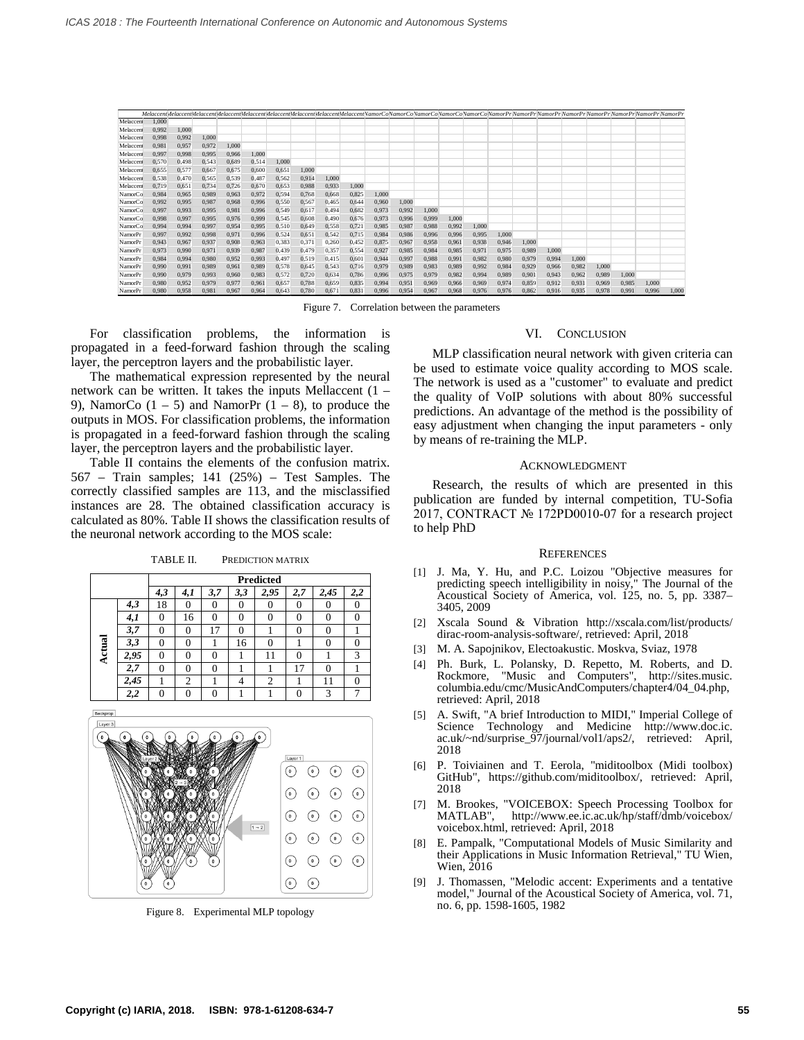| | Melaccent | Melaccent | Melaccent | Melaccent | Melaccent | Melaccent | Melaccent | Melaccent | Melaccent | NamorCo | NamorCo | NamorCo | NamorCo | NamorCo | NamorPr | NamorPr | NamorPr | NamorPr | NamorPr | NamorPr | NamorPr | NamorPr |
|---|---|---|---|---|---|---|---|---|---|---|---|---|---|---|---|---|---|---|---|---|---|---|
| Melaccent | 1,000 | | | | | | | | | | | | | | | | | | | | | |
| Melaccent | 0,992 | 1,000 | | | | | | | | | | | | | | | | | | | | |
| Melaccent | 0,998 | 0,992 | 1,000 | | | | | | | | | | | | | | | | | | | |
| Melaccent | 0,981 | 0,957 | 0,972 | 1,000 | | | | | | | | | | | | | | | | | | |
| Melaccent | 0,997 | 0,998 | 0,995 | 0,966 | 1,000 | | | | | | | | | | | | | | | | | |
| Melaccent | 0,570 | 0,498 | 0,543 | 0,689 | 0,514 | 1,000 | | | | | | | | | | | | | | | | |
| Melaccent | 0,655 | 0,577 | 0,667 | 0,675 | 0,600 | 0,651 | 1,000 | | | | | | | | | | | | | | | |
| Melaccent | 0,538 | 0,470 | 0,565 | 0,539 | 0,487 | 0,562 | 0,914 | 1,000 | | | | | | | | | | | | | | |
| Melaccent | 0,719 | 0,651 | 0,734 | 0,726 | 0,670 | 0,653 | 0,988 | 0,933 | 1,000 | | | | | | | | | | | | | |
| NamorCo | 0,984 | 0,965 | 0,989 | 0,963 | 0,972 | 0,594 | 0,768 | 0,668 | 0,825 | 1,000 | | | | | | | | | | | | |
| NamorCo | 0,992 | 0,995 | 0,987 | 0,968 | 0,996 | 0,550 | 0,567 | 0,465 | 0,644 | 0,960 | 1,000 | | | | | | | | | | | |
| NamorCo | 0,997 | 0,993 | 0,995 | 0,981 | 0,996 | 0,549 | 0,617 | 0,494 | 0,682 | 0,973 | 0,992 | 1,000 | | | | | | | | | | |
| NamorCo | 0,998 | 0,997 | 0,995 | 0,976 | 0,999 | 0,545 | 0,608 | 0,490 | 0,676 | 0,973 | 0,996 | 0,999 | 1,000 | | | | | | | | | |
| NamorCo | 0,994 | 0,994 | 0,997 | 0,954 | 0,995 | 0,510 | 0,649 | 0,558 | 0,721 | 0,985 | 0,987 | 0,988 | 0,992 | 1,000 | | | | | | | | |
| NamorPr | 0,997 | 0,992 | 0,998 | 0,971 | 0,996 | 0,524 | 0,651 | 0,542 | 0,715 | 0,984 | 0,986 | 0,996 | 0,996 | 0,995 | 1,000 | | | | | | | |
| NamorPr | 0,943 | 0,967 | 0,937 | 0,908 | 0,963 | 0,383 | 0,371 | 0,260 | 0,452 | 0,875 | 0,967 | 0,958 | 0,961 | 0,938 | 0,946 | 1,000 | | | | | | |
| NamorPr | 0,973 | 0,990 | 0,971 | 0,939 | 0,987 | 0,439 | 0,479 | 0,357 | 0,554 | 0,927 | 0,985 | 0,984 | 0,985 | 0,971 | 0,975 | 0,989 | 1,000 | | | | | |
| NamorPr | 0,984 | 0,994 | 0,980 | 0,952 | 0,993 | 0,497 | 0,519 | 0,415 | 0,601 | 0,944 | 0,997 | 0,988 | 0,991 | 0,982 | 0,980 | 0,979 | 0,994 | 1,000 | | | | |
| NamorPr | 0,990 | 0,991 | 0,989 | 0,961 | 0,989 | 0,578 | 0,645 | 0,543 | 0,716 | 0,979 | 0,989 | 0,983 | 0,989 | 0,992 | 0,984 | 0,929 | 0,966 | 0,982 | 1,000 | | | |
| NamorPr | 0,990 | 0,979 | 0,993 | 0,960 | 0,983 | 0,572 | 0,720 | 0,634 | 0,786 | 0,996 | 0,975 | 0,979 | 0,982 | 0,994 | 0,989 | 0,901 | 0,943 | 0,962 | 0,989 | 1,000 | | |
| NamorPr | 0,980 | 0,952 | 0,979 | 0,977 | 0,961 | 0,657 | 0,788 | 0,659 | 0,835 | 0,994 | 0,951 | 0,969 | 0,966 | 0,969 | 0,974 | 0,859 | 0,912 | 0,931 | 0,969 | 0,985 | 1,000 | |
| NamorPr | 0,980 | 0,958 | 0,981 | 0,967 | 0,964 | 0,643 | 0,780 | 0,671 | 0,831 | 0,996 | 0,954 | 0,967 | 0,968 | 0,976 | 0,976 | 0,862 | 0,916 | 0,935 | 0,978 | 0,991 | 0,996 | 1,000 |

Figure 7. Correlation between the parameters

For classification problems, the information is propagated in a feed-forward fashion through the scaling layer, the perceptron layers and the probabilistic layer.

The mathematical expression represented by the neural network can be written. It takes the inputs Mellaccent (1 – 9), NamorCo (1 – 5) and NamorPr (1 – 8), to produce the outputs in MOS. For classification problems, the information is propagated in a feed-forward fashion through the scaling layer, the perceptron layers and the probabilistic layer.

Table II contains the elements of the confusion matrix. 567 – Train samples; 141 (25%) – Test Samples. The correctly classified samples are 113, and the misclassified instances are 28. The obtained classification accuracy is calculated as 80%. Table II shows the classification results of the neuronal network according to the MOS scale:

TABLE II. PREDICTION MATRIX

| | | Predicted | | | | | | | |
|---|---|---|---|---|---|---|---|---|---|
| | | ***4,3*** | ***4,1*** | ***3,7*** | ***3,3*** | ***2,95*** | ***2,7*** | ***2,45*** | ***2,2*** |
| **Actual** | ***4,3*** | 18 | 0 | 0 | 0 | 0 | 0 | 0 | 0 |
| | ***4,1*** | 0 | 16 | 0 | 0 | 0 | 0 | 0 | 0 |
| | ***3,7*** | 0 | 0 | 17 | 0 | 1 | 0 | 0 | 1 |
| | ***3,3*** | 0 | 0 | 1 | 16 | 0 | 1 | 0 | 0 |
| | ***2,95*** | 0 | 0 | 0 | 1 | 11 | 0 | 1 | 3 |
| | ***2,7*** | 0 | 0 | 0 | 1 | 1 | 17 | 0 | 1 |
| | ***2,45*** | 1 | 2 | 1 | 4 | 2 | 1 | 11 | 0 |
| | ***2,2*** | 0 | 0 | 0 | 1 | 1 | 0 | 3 | 7 |

Figure 8. Experimental MLP topology

## VI. CONCLUSION

MLP classification neural network with given criteria can be used to estimate voice quality according to MOS scale. The network is used as a "customer" to evaluate and predict the quality of VoIP solutions with about 80% successful predictions. An advantage of the method is the possibility of easy adjustment when changing the input parameters - only by means of re-training the MLP.

## ACKNOWLEDGMENT

Research, the results of which are presented in this publication are funded by internal competition, TU-Sofia 2017, CONTRACT № 172PD0010-07 for a research project to help PhD

## REFERENCES

[1] J. Ma, Y. Hu, and P.C. Loizou "Objective measures for predicting speech intelligibility in noisy," The Journal of the Acoustical Society of America, vol. 125, no. 5, pp. 3387–3405, 2009

[2] Xscala Sound & Vibration http://xscala.com/list/products/dirac-room-analysis-software/, retrieved: April, 2018

[3] M. A. Sapojnikov, Electoakustic. Moskva, Sviaz, 1978

[4] Ph. Burk, L. Polansky, D. Repetto, M. Roberts, and D. Rockmore, "Music and Computers", http://sites.music.columbia.edu/cmc/MusicAndComputers/chapter4/04_04.php, retrieved: April, 2018

[5] A. Swift, "A brief Introduction to MIDI," Imperial College of Science Technology and Medicine http://www.doc.ic.ac.uk/~nd/surprise_97/journal/vol1/aps2/, retrieved: April, 2018

[6] P. Toiviainen and T. Eerola, "miditoolbox (Midi toolbox) GitHub", https://github.com/miditoolbox/, retrieved: April, 2018

[7] M. Brookes, "VOICEBOX: Speech Processing Toolbox for MATLAB", http://www.ee.ic.ac.uk/hp/staff/dmb/voicebox/voicebox.html, retrieved: April, 2018

[8] E. Pampalk, "Computational Models of Music Similarity and their Applications in Music Information Retrieval," TU Wien, Wien, 2016

[9] J. Thomassen, "Melodic accent: Experiments and a tentative model," Journal of the Acoustical Society of America, vol. 71, no. 6, pp. 1598-1605, 1982